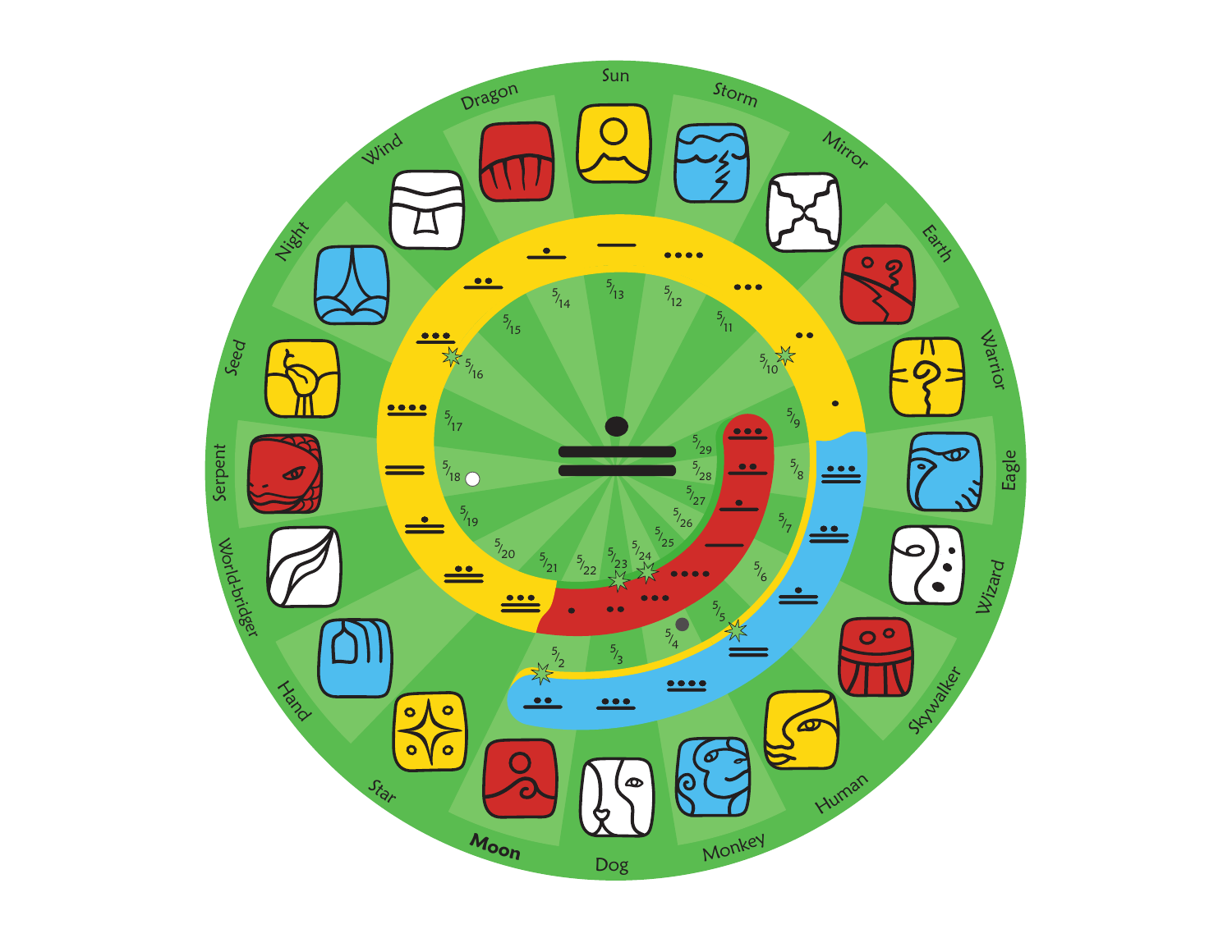Dragon

Sun

Storm

Mirror

Earth

Warrior

Eagle

Wizard

Skywalker

Human

Monkey

Dog

**Moon**

Star

Hand

World-bridger

Serpent

Seed

Night

Wind

5/2
5/3
5/4
5/5
5/6
5/7
5/8
5/9
5/10
5/11
5/12
5/13
5/14
5/15
5/16
5/17
5/18
5/19
5/20
5/21
5/22
5/23
5/24
5/25
5/26
5/27
5/28
5/29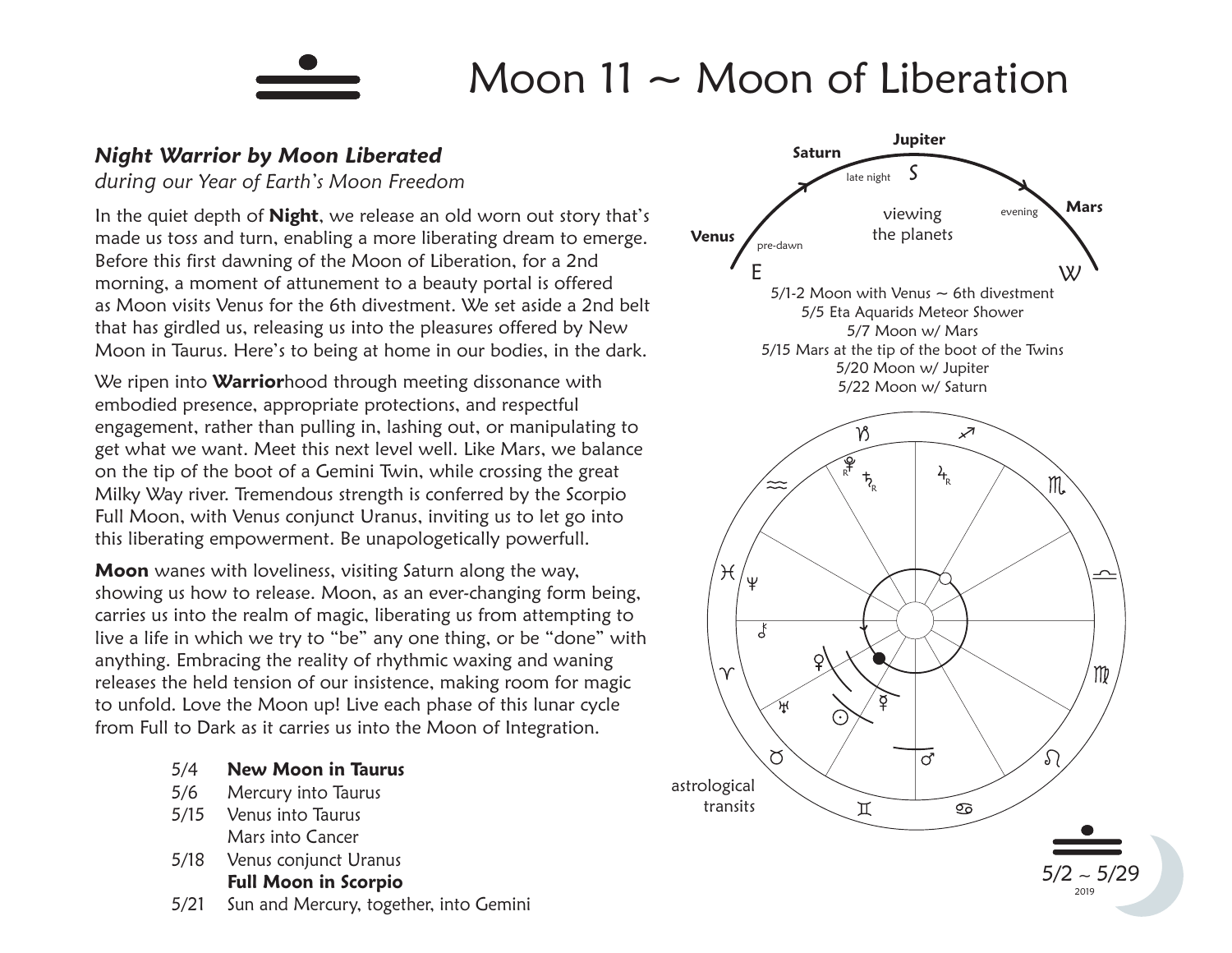# Moon 11 ~ Moon of Liberation

### *Night Warrior by Moon Liberated*

*during our Year of Earth's Moon Freedom*

In the quiet depth of **Night**, we release an old worn out story that's made us toss and turn, enabling a more liberating dream to emerge. Before this first dawning of the Moon of Liberation, for a 2nd morning, a moment of attunement to a beauty portal is offered as Moon visits Venus for the 6th divestment. We set aside a 2nd belt that has girdled us, releasing us into the pleasures offered by New Moon in Taurus. Here's to being at home in our bodies, in the dark.

We ripen into **Warrior**hood through meeting dissonance with embodied presence, appropriate protections, and respectful engagement, rather than pulling in, lashing out, or manipulating to get what we want. Meet this next level well. Like Mars, we balance on the tip of the boot of a Gemini Twin, while crossing the great Milky Way river. Tremendous strength is conferred by the Scorpio Full Moon, with Venus conjunct Uranus, inviting us to let go into this liberating empowerment. Be unapologetically powerfull.

**Moon** wanes with loveliness, visiting Saturn along the way, showing us how to release. Moon, as an ever-changing form being, carries us into the realm of magic, liberating us from attempting to live a life in which we try to "be" any one thing, or be "done" with anything. Embracing the reality of rhythmic waxing and waning releases the held tension of our insistence, making room for magic to unfold. Love the Moon up! Live each phase of this lunar cycle from Full to Dark as it carries us into the Moon of Integration.

| | |
|---|---|
| 5/4 | **New Moon in Taurus** |
| 5/6 | Mercury into Taurus |
| 5/15 | Venus into Taurus |
| | Mars into Cancer |
| 5/18 | Venus conjunct Uranus |
| | **Full Moon in Scorpio** |
| 5/21 | Sun and Mercury, together, into Gemini |

**Saturn** **Jupiter**
late night S
viewing the planets
evening **Mars**
**Venus** pre-dawn
E W

5/1-2 Moon with Venus ~ 6th divestment
5/5 Eta Aquarids Meteor Shower
5/7 Moon w/ Mars
5/15 Mars at the tip of the boot of the Twins
5/20 Moon w/ Jupiter
5/22 Moon w/ Saturn

astrological transits

5/2 ~ 5/29
2019